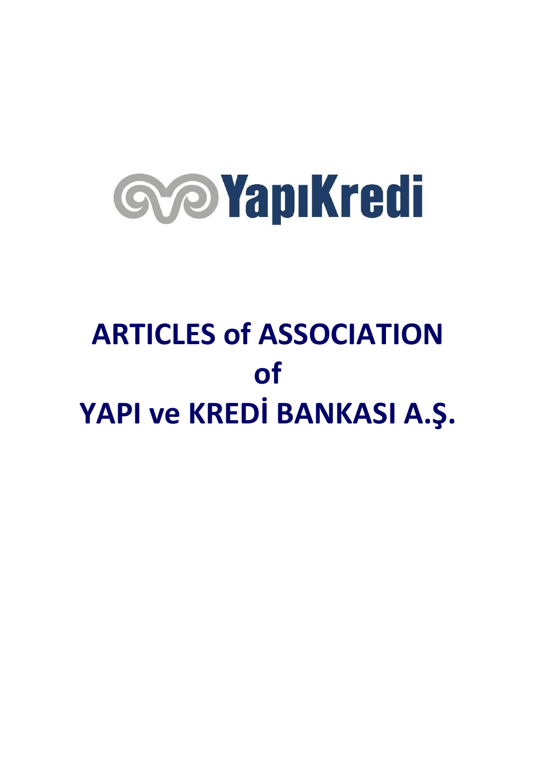# ARTICLES of ASSOCIATION of YAPI ve KREDİ BANKASI A.Ş.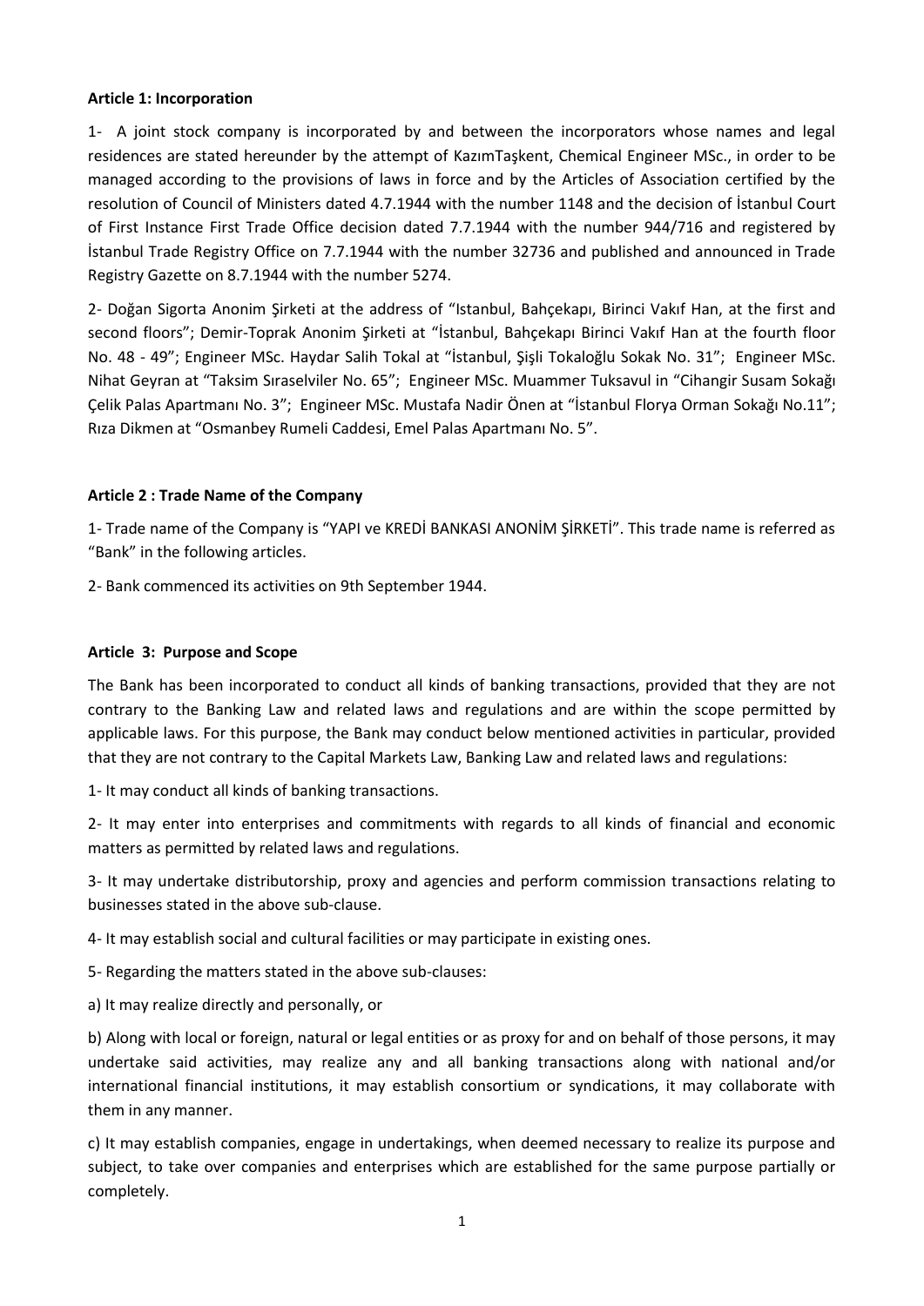**Article 1: Incorporation**

1- A joint stock company is incorporated by and between the incorporators whose names and legal residences are stated hereunder by the attempt of KazımTaşkent, Chemical Engineer MSc., in order to be managed according to the provisions of laws in force and by the Articles of Association certified by the resolution of Council of Ministers dated 4.7.1944 with the number 1148 and the decision of İstanbul Court of First Instance First Trade Office decision dated 7.7.1944 with the number 944/716 and registered by İstanbul Trade Registry Office on 7.7.1944 with the number 32736 and published and announced in Trade Registry Gazette on 8.7.1944 with the number 5274.

2- Doğan Sigorta Anonim Şirketi at the address of "Istanbul, Bahçekapı, Birinci Vakıf Han, at the first and second floors"; Demir-Toprak Anonim Şirketi at "İstanbul, Bahçekapı Birinci Vakıf Han at the fourth floor No. 48 - 49"; Engineer MSc. Haydar Salih Tokal at "İstanbul, Şişli Tokaloğlu Sokak No. 31"; Engineer MSc. Nihat Geyran at "Taksim Sıraselviler No. 65"; Engineer MSc. Muammer Tuksavul in "Cihangir Susam Sokağı Çelik Palas Apartmanı No. 3"; Engineer MSc. Mustafa Nadir Önen at "İstanbul Florya Orman Sokağı No.11"; Rıza Dikmen at "Osmanbey Rumeli Caddesi, Emel Palas Apartmanı No. 5".

**Article 2 : Trade Name of the Company**

1- Trade name of the Company is "YAPI ve KREDİ BANKASI ANONİM ŞİRKETİ". This trade name is referred as "Bank" in the following articles.

2- Bank commenced its activities on 9th September 1944.

**Article 3: Purpose and Scope**

The Bank has been incorporated to conduct all kinds of banking transactions, provided that they are not contrary to the Banking Law and related laws and regulations and are within the scope permitted by applicable laws. For this purpose, the Bank may conduct below mentioned activities in particular, provided that they are not contrary to the Capital Markets Law, Banking Law and related laws and regulations:

1- It may conduct all kinds of banking transactions.

2- It may enter into enterprises and commitments with regards to all kinds of financial and economic matters as permitted by related laws and regulations.

3- It may undertake distributorship, proxy and agencies and perform commission transactions relating to businesses stated in the above sub-clause.

4- It may establish social and cultural facilities or may participate in existing ones.

5- Regarding the matters stated in the above sub-clauses:

a) It may realize directly and personally, or

b) Along with local or foreign, natural or legal entities or as proxy for and on behalf of those persons, it may undertake said activities, may realize any and all banking transactions along with national and/or international financial institutions, it may establish consortium or syndications, it may collaborate with them in any manner.

c) It may establish companies, engage in undertakings, when deemed necessary to realize its purpose and subject, to take over companies and enterprises which are established for the same purpose partially or completely.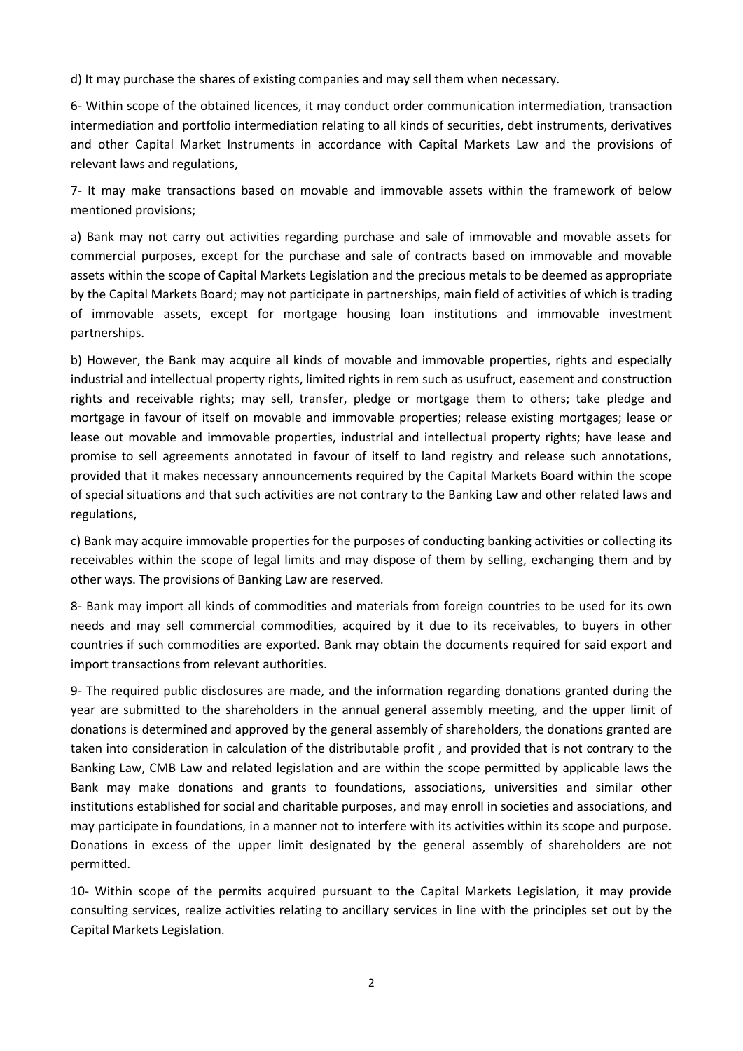d) It may purchase the shares of existing companies and may sell them when necessary.

6- Within scope of the obtained licences, it may conduct order communication intermediation, transaction intermediation and portfolio intermediation relating to all kinds of securities, debt instruments, derivatives and other Capital Market Instruments in accordance with Capital Markets Law and the provisions of relevant laws and regulations,

7- It may make transactions based on movable and immovable assets within the framework of below mentioned provisions;

a) Bank may not carry out activities regarding purchase and sale of immovable and movable assets for commercial purposes, except for the purchase and sale of contracts based on immovable and movable assets within the scope of Capital Markets Legislation and the precious metals to be deemed as appropriate by the Capital Markets Board; may not participate in partnerships, main field of activities of which is trading of immovable assets, except for mortgage housing loan institutions and immovable investment partnerships.

b) However, the Bank may acquire all kinds of movable and immovable properties, rights and especially industrial and intellectual property rights, limited rights in rem such as usufruct, easement and construction rights and receivable rights; may sell, transfer, pledge or mortgage them to others; take pledge and mortgage in favour of itself on movable and immovable properties; release existing mortgages; lease or lease out movable and immovable properties, industrial and intellectual property rights; have lease and promise to sell agreements annotated in favour of itself to land registry and release such annotations, provided that it makes necessary announcements required by the Capital Markets Board within the scope of special situations and that such activities are not contrary to the Banking Law and other related laws and regulations,

c) Bank may acquire immovable properties for the purposes of conducting banking activities or collecting its receivables within the scope of legal limits and may dispose of them by selling, exchanging them and by other ways. The provisions of Banking Law are reserved.

8- Bank may import all kinds of commodities and materials from foreign countries to be used for its own needs and may sell commercial commodities, acquired by it due to its receivables, to buyers in other countries if such commodities are exported. Bank may obtain the documents required for said export and import transactions from relevant authorities.

9- The required public disclosures are made, and the information regarding donations granted during the year are submitted to the shareholders in the annual general assembly meeting, and the upper limit of donations is determined and approved by the general assembly of shareholders, the donations granted are taken into consideration in calculation of the distributable profit , and provided that is not contrary to the Banking Law, CMB Law and related legislation and are within the scope permitted by applicable laws the Bank may make donations and grants to foundations, associations, universities and similar other institutions established for social and charitable purposes, and may enroll in societies and associations, and may participate in foundations, in a manner not to interfere with its activities within its scope and purpose. Donations in excess of the upper limit designated by the general assembly of shareholders are not permitted.

10- Within scope of the permits acquired pursuant to the Capital Markets Legislation, it may provide consulting services, realize activities relating to ancillary services in line with the principles set out by the Capital Markets Legislation.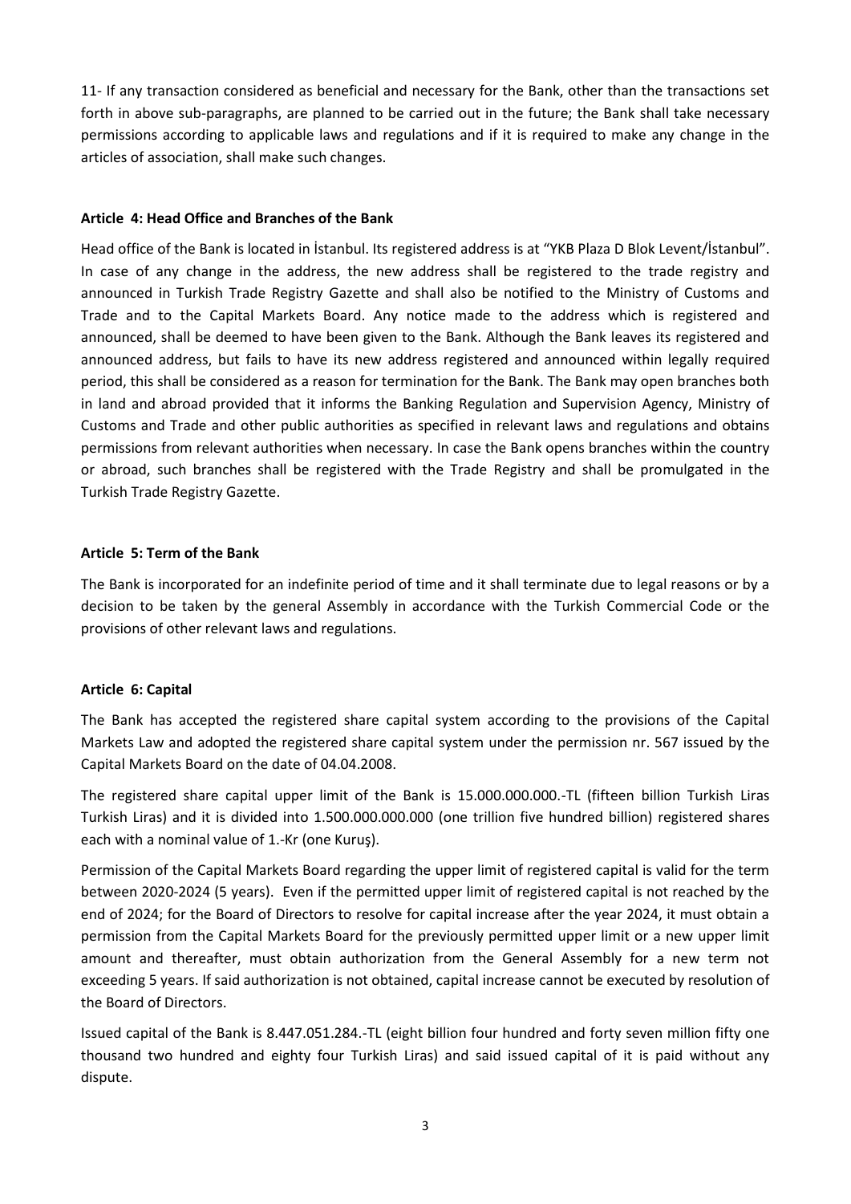11- If any transaction considered as beneficial and necessary for the Bank, other than the transactions set forth in above sub-paragraphs, are planned to be carried out in the future; the Bank shall take necessary permissions according to applicable laws and regulations and if it is required to make any change in the articles of association, shall make such changes.

**Article 4: Head Office and Branches of the Bank**

Head office of the Bank is located in İstanbul. Its registered address is at "YKB Plaza D Blok Levent/İstanbul". In case of any change in the address, the new address shall be registered to the trade registry and announced in Turkish Trade Registry Gazette and shall also be notified to the Ministry of Customs and Trade and to the Capital Markets Board. Any notice made to the address which is registered and announced, shall be deemed to have been given to the Bank. Although the Bank leaves its registered and announced address, but fails to have its new address registered and announced within legally required period, this shall be considered as a reason for termination for the Bank. The Bank may open branches both in land and abroad provided that it informs the Banking Regulation and Supervision Agency, Ministry of Customs and Trade and other public authorities as specified in relevant laws and regulations and obtains permissions from relevant authorities when necessary. In case the Bank opens branches within the country or abroad, such branches shall be registered with the Trade Registry and shall be promulgated in the Turkish Trade Registry Gazette.

**Article 5: Term of the Bank**

The Bank is incorporated for an indefinite period of time and it shall terminate due to legal reasons or by a decision to be taken by the general Assembly in accordance with the Turkish Commercial Code or the provisions of other relevant laws and regulations.

**Article 6: Capital**

The Bank has accepted the registered share capital system according to the provisions of the Capital Markets Law and adopted the registered share capital system under the permission nr. 567 issued by the Capital Markets Board on the date of 04.04.2008.

The registered share capital upper limit of the Bank is 15.000.000.000.-TL (fifteen billion Turkish Liras Turkish Liras) and it is divided into 1.500.000.000.000 (one trillion five hundred billion) registered shares each with a nominal value of 1.-Kr (one Kuruş).

Permission of the Capital Markets Board regarding the upper limit of registered capital is valid for the term between 2020-2024 (5 years). Even if the permitted upper limit of registered capital is not reached by the end of 2024; for the Board of Directors to resolve for capital increase after the year 2024, it must obtain a permission from the Capital Markets Board for the previously permitted upper limit or a new upper limit amount and thereafter, must obtain authorization from the General Assembly for a new term not exceeding 5 years. If said authorization is not obtained, capital increase cannot be executed by resolution of the Board of Directors.

Issued capital of the Bank is 8.447.051.284.-TL (eight billion four hundred and forty seven million fifty one thousand two hundred and eighty four Turkish Liras) and said issued capital of it is paid without any dispute.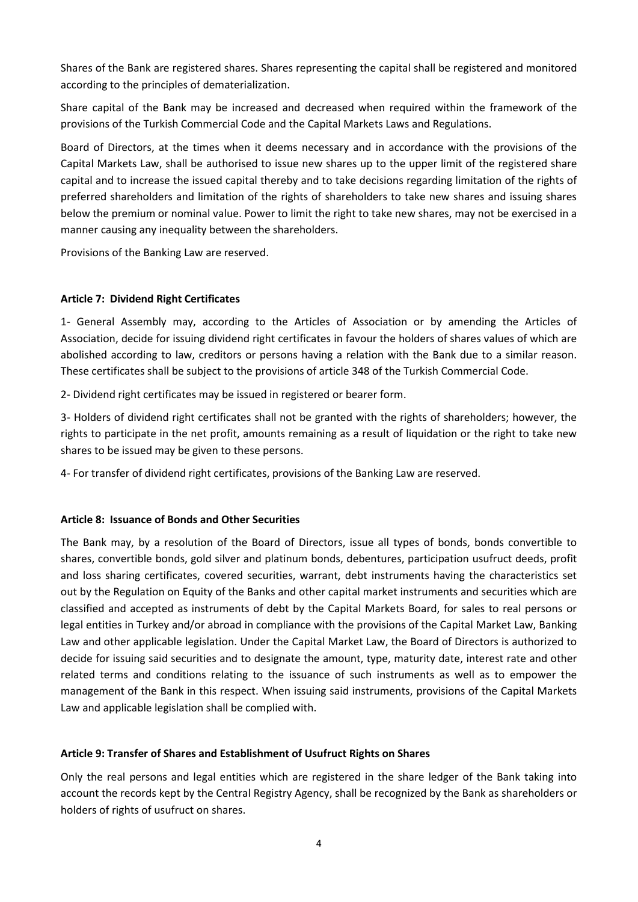Shares of the Bank are registered shares. Shares representing the capital shall be registered and monitored according to the principles of dematerialization.

Share capital of the Bank may be increased and decreased when required within the framework of the provisions of the Turkish Commercial Code and the Capital Markets Laws and Regulations.

Board of Directors, at the times when it deems necessary and in accordance with the provisions of the Capital Markets Law, shall be authorised to issue new shares up to the upper limit of the registered share capital and to increase the issued capital thereby and to take decisions regarding limitation of the rights of preferred shareholders and limitation of the rights of shareholders to take new shares and issuing shares below the premium or nominal value. Power to limit the right to take new shares, may not be exercised in a manner causing any inequality between the shareholders.

Provisions of the Banking Law are reserved.

**Article 7: Dividend Right Certificates**

1- General Assembly may, according to the Articles of Association or by amending the Articles of Association, decide for issuing dividend right certificates in favour the holders of shares values of which are abolished according to law, creditors or persons having a relation with the Bank due to a similar reason. These certificates shall be subject to the provisions of article 348 of the Turkish Commercial Code.

2- Dividend right certificates may be issued in registered or bearer form.

3- Holders of dividend right certificates shall not be granted with the rights of shareholders; however, the rights to participate in the net profit, amounts remaining as a result of liquidation or the right to take new shares to be issued may be given to these persons.

4- For transfer of dividend right certificates, provisions of the Banking Law are reserved.

**Article 8: Issuance of Bonds and Other Securities**

The Bank may, by a resolution of the Board of Directors, issue all types of bonds, bonds convertible to shares, convertible bonds, gold silver and platinum bonds, debentures, participation usufruct deeds, profit and loss sharing certificates, covered securities, warrant, debt instruments having the characteristics set out by the Regulation on Equity of the Banks and other capital market instruments and securities which are classified and accepted as instruments of debt by the Capital Markets Board, for sales to real persons or legal entities in Turkey and/or abroad in compliance with the provisions of the Capital Market Law, Banking Law and other applicable legislation. Under the Capital Market Law, the Board of Directors is authorized to decide for issuing said securities and to designate the amount, type, maturity date, interest rate and other related terms and conditions relating to the issuance of such instruments as well as to empower the management of the Bank in this respect. When issuing said instruments, provisions of the Capital Markets Law and applicable legislation shall be complied with.

**Article 9: Transfer of Shares and Establishment of Usufruct Rights on Shares**

Only the real persons and legal entities which are registered in the share ledger of the Bank taking into account the records kept by the Central Registry Agency, shall be recognized by the Bank as shareholders or holders of rights of usufruct on shares.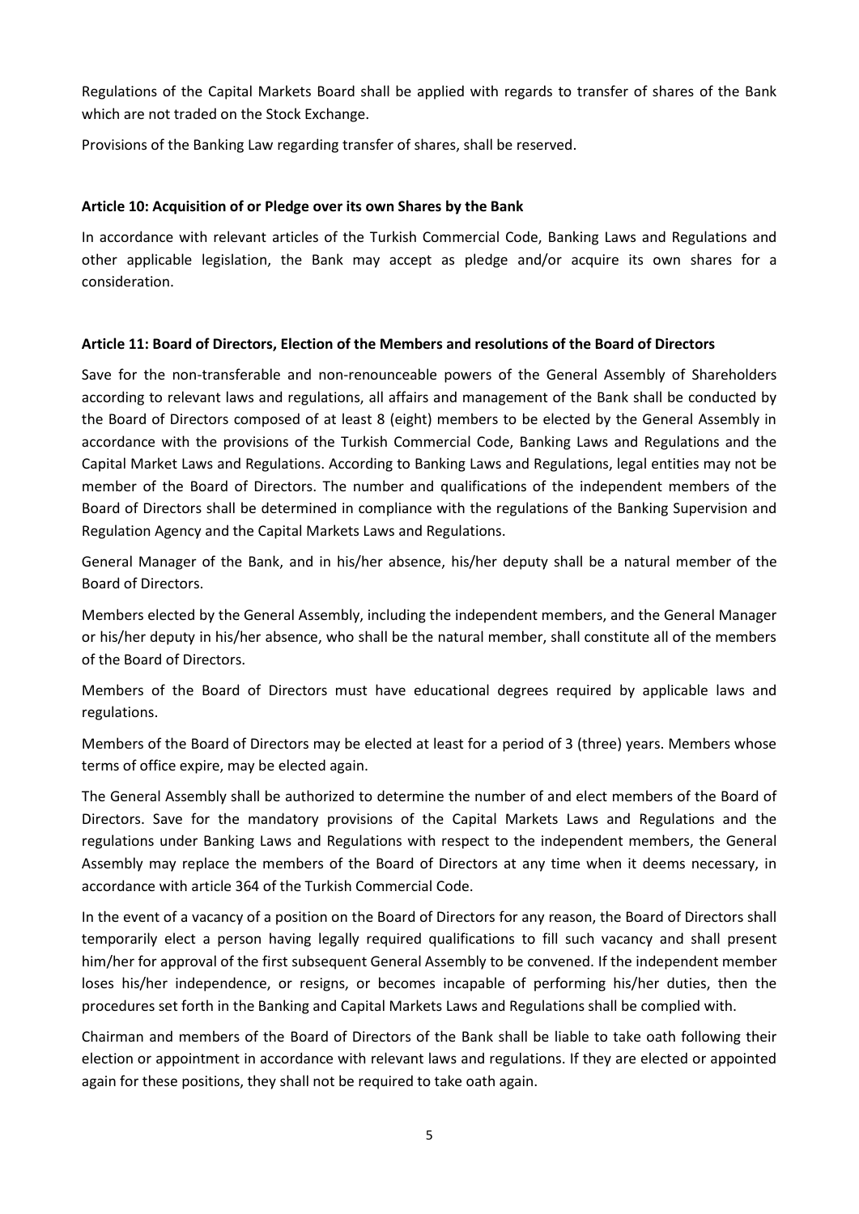Regulations of the Capital Markets Board shall be applied with regards to transfer of shares of the Bank which are not traded on the Stock Exchange.

Provisions of the Banking Law regarding transfer of shares, shall be reserved.

**Article 10: Acquisition of or Pledge over its own Shares by the Bank**

In accordance with relevant articles of the Turkish Commercial Code, Banking Laws and Regulations and other applicable legislation, the Bank may accept as pledge and/or acquire its own shares for a consideration.

**Article 11: Board of Directors, Election of the Members and resolutions of the Board of Directors**

Save for the non-transferable and non-renounceable powers of the General Assembly of Shareholders according to relevant laws and regulations, all affairs and management of the Bank shall be conducted by the Board of Directors composed of at least 8 (eight) members to be elected by the General Assembly in accordance with the provisions of the Turkish Commercial Code, Banking Laws and Regulations and the Capital Market Laws and Regulations. According to Banking Laws and Regulations, legal entities may not be member of the Board of Directors. The number and qualifications of the independent members of the Board of Directors shall be determined in compliance with the regulations of the Banking Supervision and Regulation Agency and the Capital Markets Laws and Regulations.

General Manager of the Bank, and in his/her absence, his/her deputy shall be a natural member of the Board of Directors.

Members elected by the General Assembly, including the independent members, and the General Manager or his/her deputy in his/her absence, who shall be the natural member, shall constitute all of the members of the Board of Directors.

Members of the Board of Directors must have educational degrees required by applicable laws and regulations.

Members of the Board of Directors may be elected at least for a period of 3 (three) years. Members whose terms of office expire, may be elected again.

The General Assembly shall be authorized to determine the number of and elect members of the Board of Directors. Save for the mandatory provisions of the Capital Markets Laws and Regulations and the regulations under Banking Laws and Regulations with respect to the independent members, the General Assembly may replace the members of the Board of Directors at any time when it deems necessary, in accordance with article 364 of the Turkish Commercial Code.

In the event of a vacancy of a position on the Board of Directors for any reason, the Board of Directors shall temporarily elect a person having legally required qualifications to fill such vacancy and shall present him/her for approval of the first subsequent General Assembly to be convened. If the independent member loses his/her independence, or resigns, or becomes incapable of performing his/her duties, then the procedures set forth in the Banking and Capital Markets Laws and Regulations shall be complied with.

Chairman and members of the Board of Directors of the Bank shall be liable to take oath following their election or appointment in accordance with relevant laws and regulations. If they are elected or appointed again for these positions, they shall not be required to take oath again.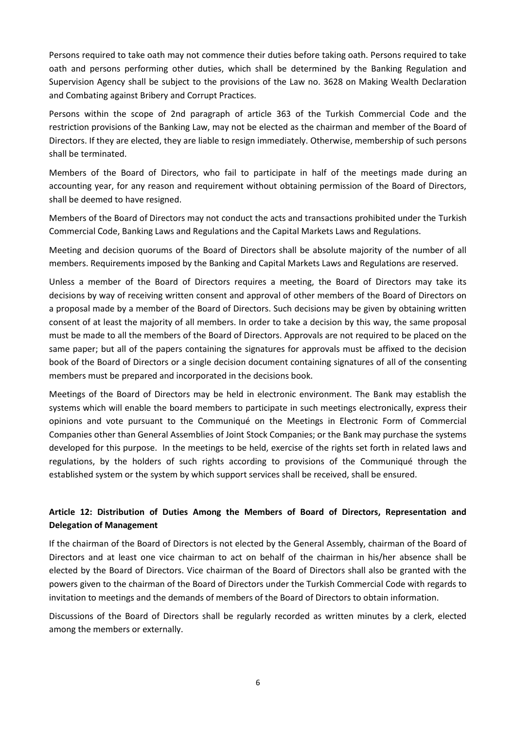Persons required to take oath may not commence their duties before taking oath. Persons required to take oath and persons performing other duties, which shall be determined by the Banking Regulation and Supervision Agency shall be subject to the provisions of the Law no. 3628 on Making Wealth Declaration and Combating against Bribery and Corrupt Practices.

Persons within the scope of 2nd paragraph of article 363 of the Turkish Commercial Code and the restriction provisions of the Banking Law, may not be elected as the chairman and member of the Board of Directors. If they are elected, they are liable to resign immediately. Otherwise, membership of such persons shall be terminated.

Members of the Board of Directors, who fail to participate in half of the meetings made during an accounting year, for any reason and requirement without obtaining permission of the Board of Directors, shall be deemed to have resigned.

Members of the Board of Directors may not conduct the acts and transactions prohibited under the Turkish Commercial Code, Banking Laws and Regulations and the Capital Markets Laws and Regulations.

Meeting and decision quorums of the Board of Directors shall be absolute majority of the number of all members. Requirements imposed by the Banking and Capital Markets Laws and Regulations are reserved.

Unless a member of the Board of Directors requires a meeting, the Board of Directors may take its decisions by way of receiving written consent and approval of other members of the Board of Directors on a proposal made by a member of the Board of Directors. Such decisions may be given by obtaining written consent of at least the majority of all members. In order to take a decision by this way, the same proposal must be made to all the members of the Board of Directors. Approvals are not required to be placed on the same paper; but all of the papers containing the signatures for approvals must be affixed to the decision book of the Board of Directors or a single decision document containing signatures of all of the consenting members must be prepared and incorporated in the decisions book.

Meetings of the Board of Directors may be held in electronic environment. The Bank may establish the systems which will enable the board members to participate in such meetings electronically, express their opinions and vote pursuant to the Communiqué on the Meetings in Electronic Form of Commercial Companies other than General Assemblies of Joint Stock Companies; or the Bank may purchase the systems developed for this purpose. In the meetings to be held, exercise of the rights set forth in related laws and regulations, by the holders of such rights according to provisions of the Communiqué through the established system or the system by which support services shall be received, shall be ensured.

## Article 12: Distribution of Duties Among the Members of Board of Directors, Representation and Delegation of Management

If the chairman of the Board of Directors is not elected by the General Assembly, chairman of the Board of Directors and at least one vice chairman to act on behalf of the chairman in his/her absence shall be elected by the Board of Directors. Vice chairman of the Board of Directors shall also be granted with the powers given to the chairman of the Board of Directors under the Turkish Commercial Code with regards to invitation to meetings and the demands of members of the Board of Directors to obtain information.

Discussions of the Board of Directors shall be regularly recorded as written minutes by a clerk, elected among the members or externally.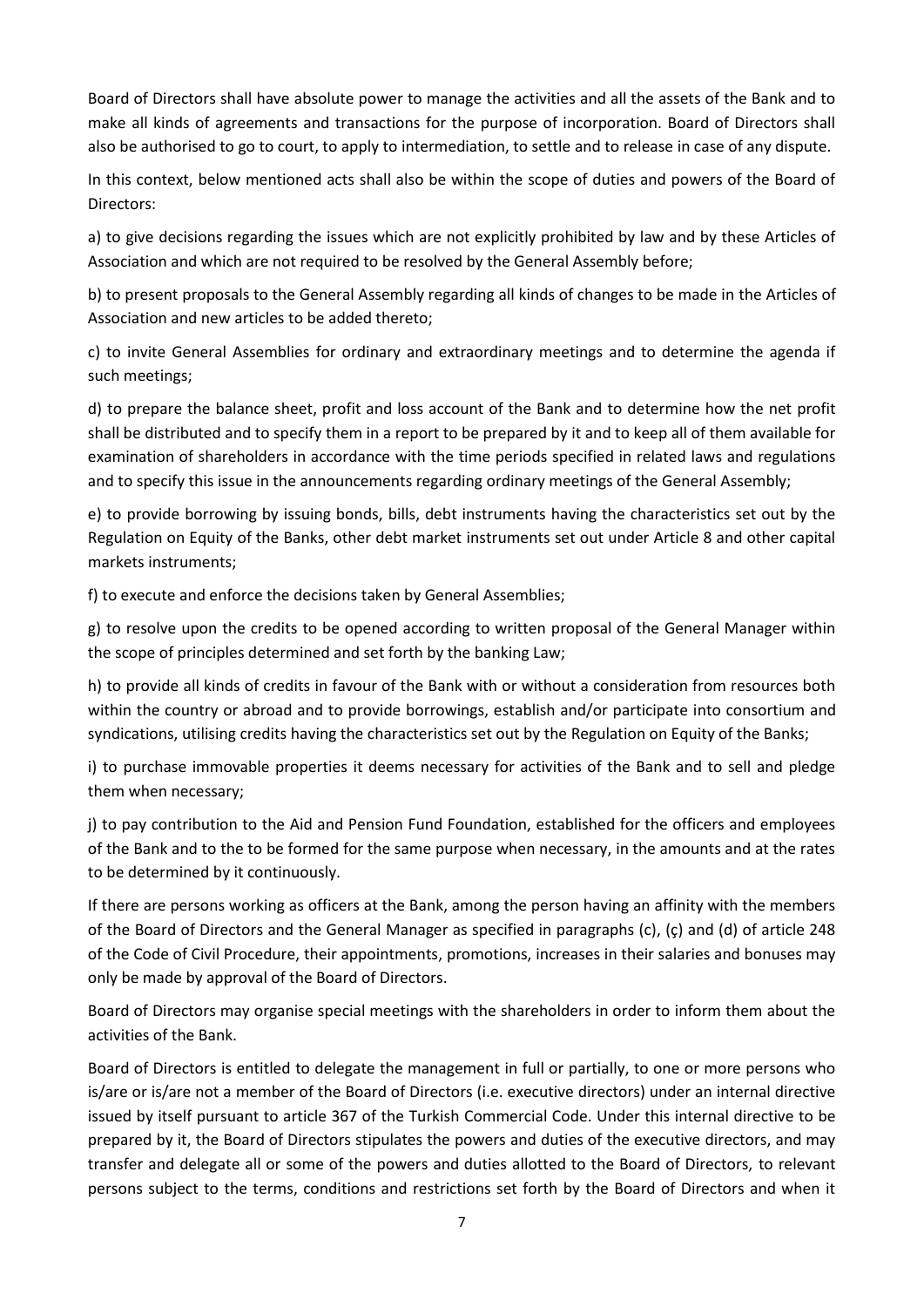Board of Directors shall have absolute power to manage the activities and all the assets of the Bank and to make all kinds of agreements and transactions for the purpose of incorporation. Board of Directors shall also be authorised to go to court, to apply to intermediation, to settle and to release in case of any dispute.

In this context, below mentioned acts shall also be within the scope of duties and powers of the Board of Directors:

a) to give decisions regarding the issues which are not explicitly prohibited by law and by these Articles of Association and which are not required to be resolved by the General Assembly before;

b) to present proposals to the General Assembly regarding all kinds of changes to be made in the Articles of Association and new articles to be added thereto;

c) to invite General Assemblies for ordinary and extraordinary meetings and to determine the agenda if such meetings;

d) to prepare the balance sheet, profit and loss account of the Bank and to determine how the net profit shall be distributed and to specify them in a report to be prepared by it and to keep all of them available for examination of shareholders in accordance with the time periods specified in related laws and regulations and to specify this issue in the announcements regarding ordinary meetings of the General Assembly;

e) to provide borrowing by issuing bonds, bills, debt instruments having the characteristics set out by the Regulation on Equity of the Banks, other debt market instruments set out under Article 8 and other capital markets instruments;

f) to execute and enforce the decisions taken by General Assemblies;

g) to resolve upon the credits to be opened according to written proposal of the General Manager within the scope of principles determined and set forth by the banking Law;

h) to provide all kinds of credits in favour of the Bank with or without a consideration from resources both within the country or abroad and to provide borrowings, establish and/or participate into consortium and syndications, utilising credits having the characteristics set out by the Regulation on Equity of the Banks;

i) to purchase immovable properties it deems necessary for activities of the Bank and to sell and pledge them when necessary;

j) to pay contribution to the Aid and Pension Fund Foundation, established for the officers and employees of the Bank and to the to be formed for the same purpose when necessary, in the amounts and at the rates to be determined by it continuously.

If there are persons working as officers at the Bank, among the person having an affinity with the members of the Board of Directors and the General Manager as specified in paragraphs (c), (ç) and (d) of article 248 of the Code of Civil Procedure, their appointments, promotions, increases in their salaries and bonuses may only be made by approval of the Board of Directors.

Board of Directors may organise special meetings with the shareholders in order to inform them about the activities of the Bank.

Board of Directors is entitled to delegate the management in full or partially, to one or more persons who is/are or is/are not a member of the Board of Directors (i.e. executive directors) under an internal directive issued by itself pursuant to article 367 of the Turkish Commercial Code. Under this internal directive to be prepared by it, the Board of Directors stipulates the powers and duties of the executive directors, and may transfer and delegate all or some of the powers and duties allotted to the Board of Directors, to relevant persons subject to the terms, conditions and restrictions set forth by the Board of Directors and when it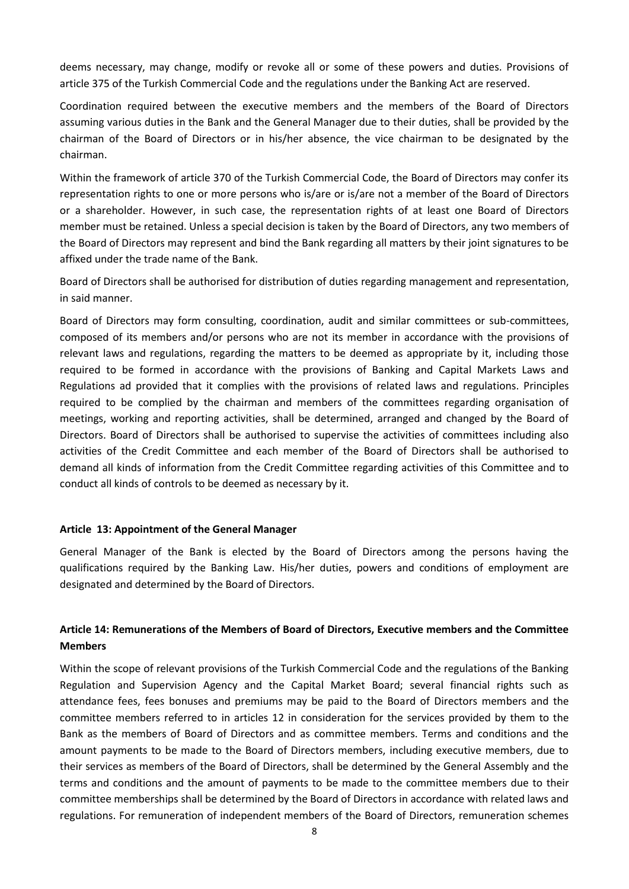deems necessary, may change, modify or revoke all or some of these powers and duties. Provisions of article 375 of the Turkish Commercial Code and the regulations under the Banking Act are reserved.

Coordination required between the executive members and the members of the Board of Directors assuming various duties in the Bank and the General Manager due to their duties, shall be provided by the chairman of the Board of Directors or in his/her absence, the vice chairman to be designated by the chairman.

Within the framework of article 370 of the Turkish Commercial Code, the Board of Directors may confer its representation rights to one or more persons who is/are or is/are not a member of the Board of Directors or a shareholder. However, in such case, the representation rights of at least one Board of Directors member must be retained. Unless a special decision is taken by the Board of Directors, any two members of the Board of Directors may represent and bind the Bank regarding all matters by their joint signatures to be affixed under the trade name of the Bank.

Board of Directors shall be authorised for distribution of duties regarding management and representation, in said manner.

Board of Directors may form consulting, coordination, audit and similar committees or sub-committees, composed of its members and/or persons who are not its member in accordance with the provisions of relevant laws and regulations, regarding the matters to be deemed as appropriate by it, including those required to be formed in accordance with the provisions of Banking and Capital Markets Laws and Regulations ad provided that it complies with the provisions of related laws and regulations. Principles required to be complied by the chairman and members of the committees regarding organisation of meetings, working and reporting activities, shall be determined, arranged and changed by the Board of Directors. Board of Directors shall be authorised to supervise the activities of committees including also activities of the Credit Committee and each member of the Board of Directors shall be authorised to demand all kinds of information from the Credit Committee regarding activities of this Committee and to conduct all kinds of controls to be deemed as necessary by it.

**Article 13: Appointment of the General Manager**

General Manager of the Bank is elected by the Board of Directors among the persons having the qualifications required by the Banking Law. His/her duties, powers and conditions of employment are designated and determined by the Board of Directors.

**Article 14: Remunerations of the Members of Board of Directors, Executive members and the Committee Members**

Within the scope of relevant provisions of the Turkish Commercial Code and the regulations of the Banking Regulation and Supervision Agency and the Capital Market Board; several financial rights such as attendance fees, fees bonuses and premiums may be paid to the Board of Directors members and the committee members referred to in articles 12 in consideration for the services provided by them to the Bank as the members of Board of Directors and as committee members. Terms and conditions and the amount payments to be made to the Board of Directors members, including executive members, due to their services as members of the Board of Directors, shall be determined by the General Assembly and the terms and conditions and the amount of payments to be made to the committee members due to their committee memberships shall be determined by the Board of Directors in accordance with related laws and regulations. For remuneration of independent members of the Board of Directors, remuneration schemes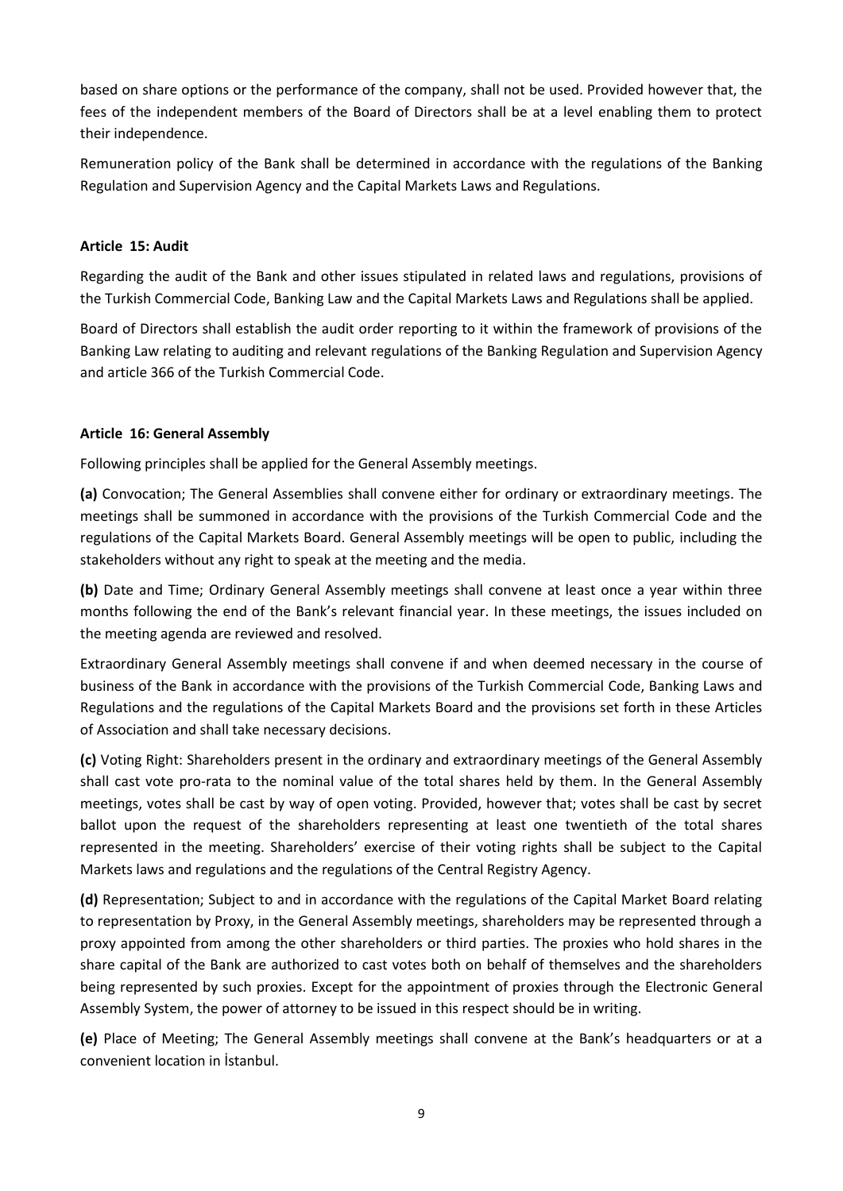based on share options or the performance of the company, shall not be used. Provided however that, the fees of the independent members of the Board of Directors shall be at a level enabling them to protect their independence.

Remuneration policy of the Bank shall be determined in accordance with the regulations of the Banking Regulation and Supervision Agency and the Capital Markets Laws and Regulations.

**Article 15: Audit**

Regarding the audit of the Bank and other issues stipulated in related laws and regulations, provisions of the Turkish Commercial Code, Banking Law and the Capital Markets Laws and Regulations shall be applied.

Board of Directors shall establish the audit order reporting to it within the framework of provisions of the Banking Law relating to auditing and relevant regulations of the Banking Regulation and Supervision Agency and article 366 of the Turkish Commercial Code.

**Article 16: General Assembly**

Following principles shall be applied for the General Assembly meetings.

**(a)** Convocation; The General Assemblies shall convene either for ordinary or extraordinary meetings. The meetings shall be summoned in accordance with the provisions of the Turkish Commercial Code and the regulations of the Capital Markets Board. General Assembly meetings will be open to public, including the stakeholders without any right to speak at the meeting and the media.

**(b)** Date and Time; Ordinary General Assembly meetings shall convene at least once a year within three months following the end of the Bank's relevant financial year. In these meetings, the issues included on the meeting agenda are reviewed and resolved.

Extraordinary General Assembly meetings shall convene if and when deemed necessary in the course of business of the Bank in accordance with the provisions of the Turkish Commercial Code, Banking Laws and Regulations and the regulations of the Capital Markets Board and the provisions set forth in these Articles of Association and shall take necessary decisions.

**(c)** Voting Right: Shareholders present in the ordinary and extraordinary meetings of the General Assembly shall cast vote pro-rata to the nominal value of the total shares held by them. In the General Assembly meetings, votes shall be cast by way of open voting. Provided, however that; votes shall be cast by secret ballot upon the request of the shareholders representing at least one twentieth of the total shares represented in the meeting. Shareholders' exercise of their voting rights shall be subject to the Capital Markets laws and regulations and the regulations of the Central Registry Agency.

**(d)** Representation; Subject to and in accordance with the regulations of the Capital Market Board relating to representation by Proxy, in the General Assembly meetings, shareholders may be represented through a proxy appointed from among the other shareholders or third parties. The proxies who hold shares in the share capital of the Bank are authorized to cast votes both on behalf of themselves and the shareholders being represented by such proxies. Except for the appointment of proxies through the Electronic General Assembly System, the power of attorney to be issued in this respect should be in writing.

**(e)** Place of Meeting; The General Assembly meetings shall convene at the Bank's headquarters or at a convenient location in İstanbul.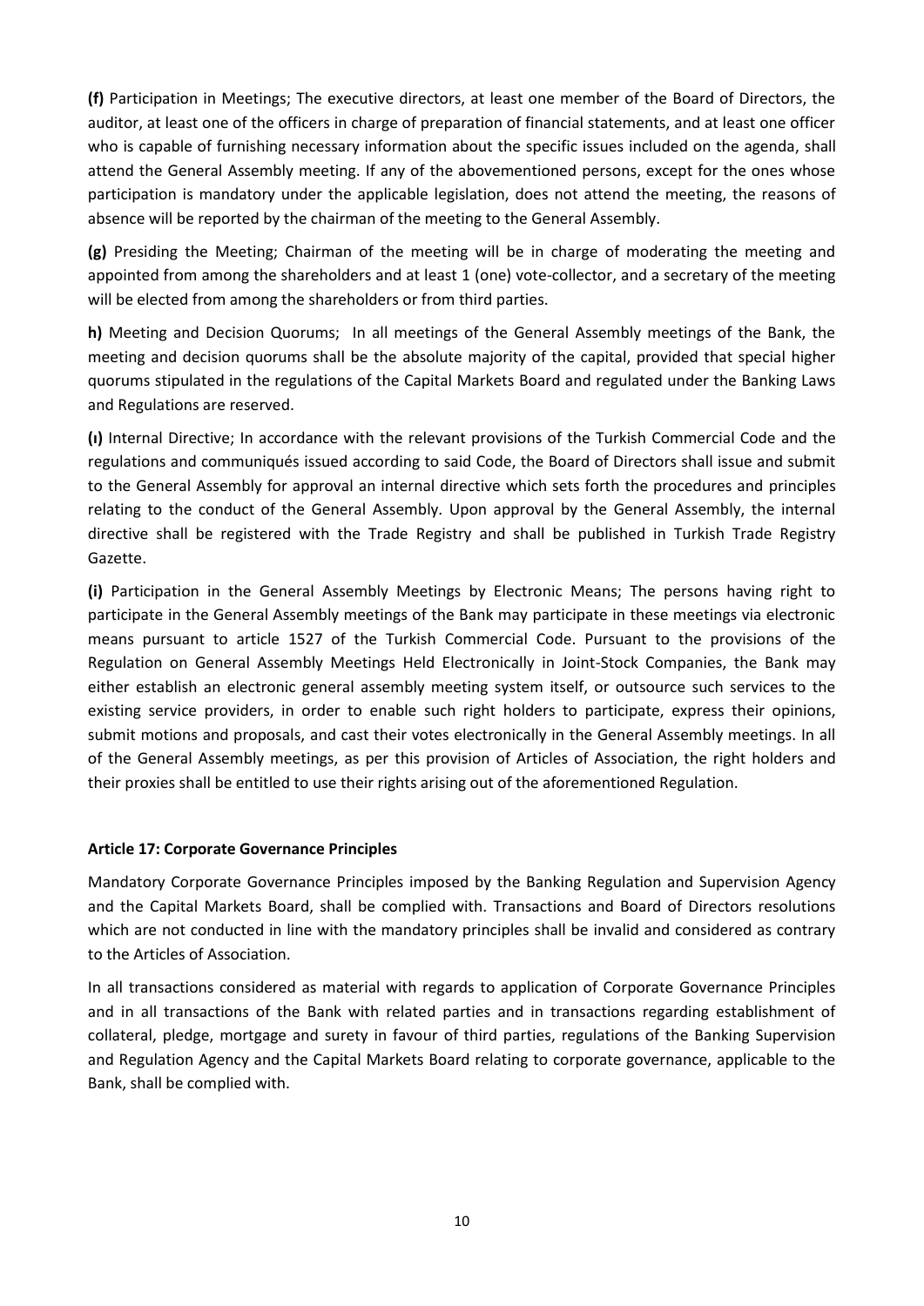**(f)** Participation in Meetings; The executive directors, at least one member of the Board of Directors, the auditor, at least one of the officers in charge of preparation of financial statements, and at least one officer who is capable of furnishing necessary information about the specific issues included on the agenda, shall attend the General Assembly meeting. If any of the abovementioned persons, except for the ones whose participation is mandatory under the applicable legislation, does not attend the meeting, the reasons of absence will be reported by the chairman of the meeting to the General Assembly.

**(g)** Presiding the Meeting; Chairman of the meeting will be in charge of moderating the meeting and appointed from among the shareholders and at least 1 (one) vote-collector, and a secretary of the meeting will be elected from among the shareholders or from third parties.

**h)** Meeting and Decision Quorums; In all meetings of the General Assembly meetings of the Bank, the meeting and decision quorums shall be the absolute majority of the capital, provided that special higher quorums stipulated in the regulations of the Capital Markets Board and regulated under the Banking Laws and Regulations are reserved.

**(ı)** Internal Directive; In accordance with the relevant provisions of the Turkish Commercial Code and the regulations and communiqués issued according to said Code, the Board of Directors shall issue and submit to the General Assembly for approval an internal directive which sets forth the procedures and principles relating to the conduct of the General Assembly. Upon approval by the General Assembly, the internal directive shall be registered with the Trade Registry and shall be published in Turkish Trade Registry Gazette.

**(i)** Participation in the General Assembly Meetings by Electronic Means; The persons having right to participate in the General Assembly meetings of the Bank may participate in these meetings via electronic means pursuant to article 1527 of the Turkish Commercial Code. Pursuant to the provisions of the Regulation on General Assembly Meetings Held Electronically in Joint-Stock Companies, the Bank may either establish an electronic general assembly meeting system itself, or outsource such services to the existing service providers, in order to enable such right holders to participate, express their opinions, submit motions and proposals, and cast their votes electronically in the General Assembly meetings. In all of the General Assembly meetings, as per this provision of Articles of Association, the right holders and their proxies shall be entitled to use their rights arising out of the aforementioned Regulation.

**Article 17: Corporate Governance Principles**

Mandatory Corporate Governance Principles imposed by the Banking Regulation and Supervision Agency and the Capital Markets Board, shall be complied with. Transactions and Board of Directors resolutions which are not conducted in line with the mandatory principles shall be invalid and considered as contrary to the Articles of Association.

In all transactions considered as material with regards to application of Corporate Governance Principles and in all transactions of the Bank with related parties and in transactions regarding establishment of collateral, pledge, mortgage and surety in favour of third parties, regulations of the Banking Supervision and Regulation Agency and the Capital Markets Board relating to corporate governance, applicable to the Bank, shall be complied with.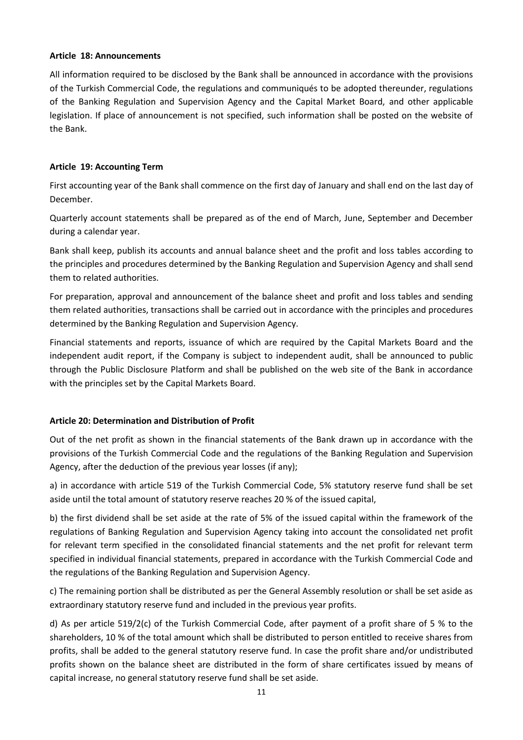**Article 18: Announcements**

All information required to be disclosed by the Bank shall be announced in accordance with the provisions of the Turkish Commercial Code, the regulations and communiqués to be adopted thereunder, regulations of the Banking Regulation and Supervision Agency and the Capital Market Board, and other applicable legislation. If place of announcement is not specified, such information shall be posted on the website of the Bank.

**Article 19: Accounting Term**

First accounting year of the Bank shall commence on the first day of January and shall end on the last day of December.

Quarterly account statements shall be prepared as of the end of March, June, September and December during a calendar year.

Bank shall keep, publish its accounts and annual balance sheet and the profit and loss tables according to the principles and procedures determined by the Banking Regulation and Supervision Agency and shall send them to related authorities.

For preparation, approval and announcement of the balance sheet and profit and loss tables and sending them related authorities, transactions shall be carried out in accordance with the principles and procedures determined by the Banking Regulation and Supervision Agency.

Financial statements and reports, issuance of which are required by the Capital Markets Board and the independent audit report, if the Company is subject to independent audit, shall be announced to public through the Public Disclosure Platform and shall be published on the web site of the Bank in accordance with the principles set by the Capital Markets Board.

**Article 20: Determination and Distribution of Profit**

Out of the net profit as shown in the financial statements of the Bank drawn up in accordance with the provisions of the Turkish Commercial Code and the regulations of the Banking Regulation and Supervision Agency, after the deduction of the previous year losses (if any);

a) in accordance with article 519 of the Turkish Commercial Code, 5% statutory reserve fund shall be set aside until the total amount of statutory reserve reaches 20 % of the issued capital,

b) the first dividend shall be set aside at the rate of 5% of the issued capital within the framework of the regulations of Banking Regulation and Supervision Agency taking into account the consolidated net profit for relevant term specified in the consolidated financial statements and the net profit for relevant term specified in individual financial statements, prepared in accordance with the Turkish Commercial Code and the regulations of the Banking Regulation and Supervision Agency.

c) The remaining portion shall be distributed as per the General Assembly resolution or shall be set aside as extraordinary statutory reserve fund and included in the previous year profits.

d) As per article 519/2(c) of the Turkish Commercial Code, after payment of a profit share of 5 % to the shareholders, 10 % of the total amount which shall be distributed to person entitled to receive shares from profits, shall be added to the general statutory reserve fund. In case the profit share and/or undistributed profits shown on the balance sheet are distributed in the form of share certificates issued by means of capital increase, no general statutory reserve fund shall be set aside.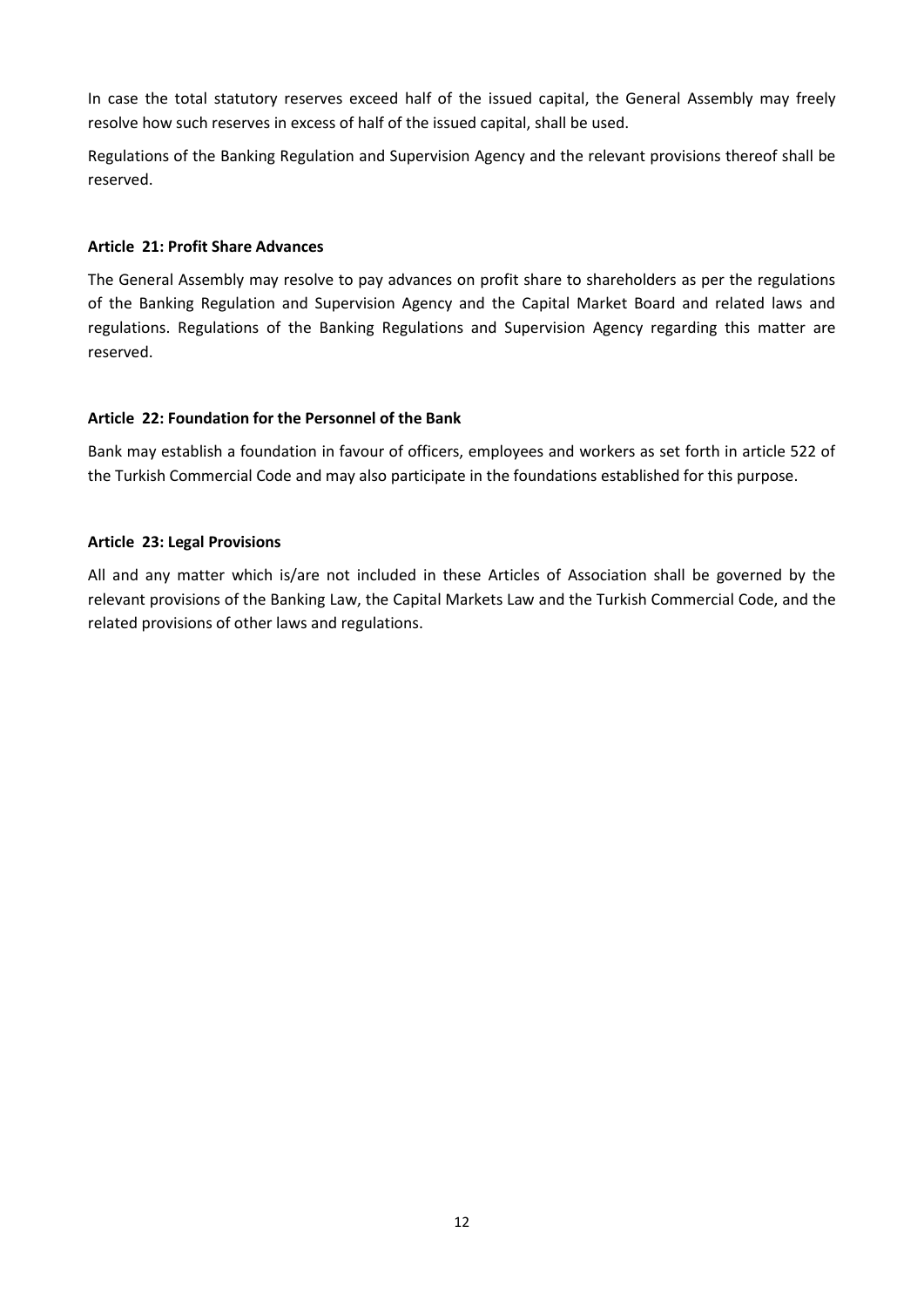In case the total statutory reserves exceed half of the issued capital, the General Assembly may freely resolve how such reserves in excess of half of the issued capital, shall be used.

Regulations of the Banking Regulation and Supervision Agency and the relevant provisions thereof shall be reserved.

**Article 21: Profit Share Advances**

The General Assembly may resolve to pay advances on profit share to shareholders as per the regulations of the Banking Regulation and Supervision Agency and the Capital Market Board and related laws and regulations. Regulations of the Banking Regulations and Supervision Agency regarding this matter are reserved.

**Article 22: Foundation for the Personnel of the Bank**

Bank may establish a foundation in favour of officers, employees and workers as set forth in article 522 of the Turkish Commercial Code and may also participate in the foundations established for this purpose.

**Article 23: Legal Provisions**

All and any matter which is/are not included in these Articles of Association shall be governed by the relevant provisions of the Banking Law, the Capital Markets Law and the Turkish Commercial Code, and the related provisions of other laws and regulations.